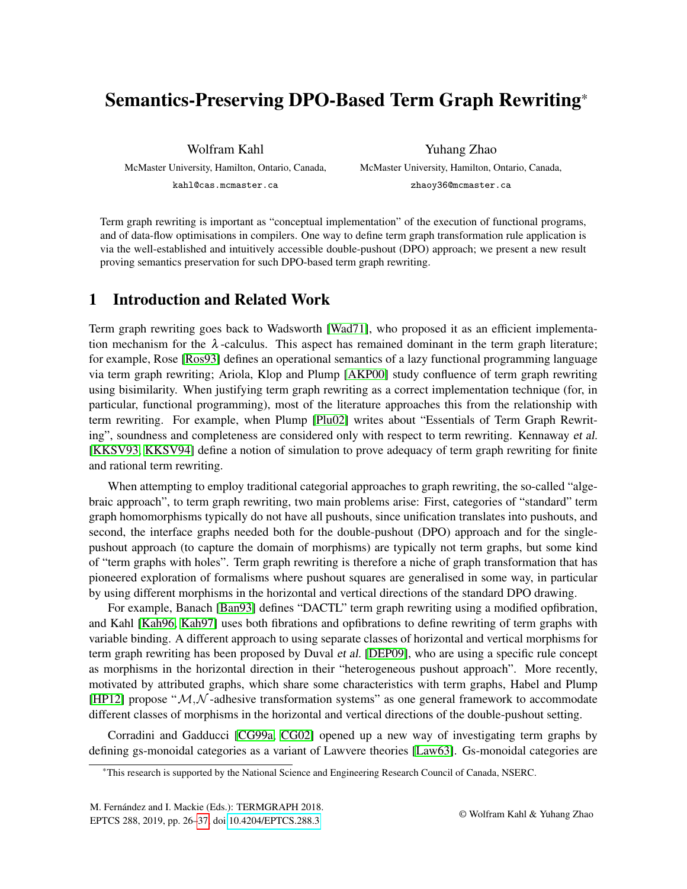# Semantics-Preserving DPO-Based Term Graph Rewriting*

Wolfram Kahl
McMaster University, Hamilton, Ontario, Canada,
kahl@cas.mcmaster.ca

Yuhang Zhao
McMaster University, Hamilton, Ontario, Canada,
zhaoy36@mcmaster.ca

Term graph rewriting is important as "conceptual implementation" of the execution of functional programs, and of data-flow optimisations in compilers. One way to define term graph transformation rule application is via the well-established and intuitively accessible double-pushout (DPO) approach; we present a new result proving semantics preservation for such DPO-based term graph rewriting.

## 1 Introduction and Related Work

Term graph rewriting goes back to Wadsworth [Wad71], who proposed it as an efficient implementation mechanism for the $\lambda$-calculus. This aspect has remained dominant in the term graph literature; for example, Rose [Ros93] defines an operational semantics of a lazy functional programming language via term graph rewriting; Ariola, Klop and Plump [AKP00] study confluence of term graph rewriting using bisimilarity. When justifying term graph rewriting as a correct implementation technique (for, in particular, functional programming), most of the literature approaches this from the relationship with term rewriting. For example, when Plump [Plu02] writes about "Essentials of Term Graph Rewriting", soundness and completeness are considered only with respect to term rewriting. Kennaway *et al.* [KKSV93, KKSV94] define a notion of simulation to prove adequacy of term graph rewriting for finite and rational term rewriting.

When attempting to employ traditional categorial approaches to graph rewriting, the so-called "algebraic approach", to term graph rewriting, two main problems arise: First, categories of "standard" term graph homomorphisms typically do not have all pushouts, since unification translates into pushouts, and second, the interface graphs needed both for the double-pushout (DPO) approach and for the single-pushout approach (to capture the domain of morphisms) are typically not term graphs, but some kind of "term graphs with holes". Term graph rewriting is therefore a niche of graph transformation that has pioneered exploration of formalisms where pushout squares are generalised in some way, in particular by using different morphisms in the horizontal and vertical directions of the standard DPO drawing.

For example, Banach [Ban93] defines "DACTL" term graph rewriting using a modified opfibration, and Kahl [Kah96, Kah97] uses both fibrations and opfibrations to define rewriting of term graphs with variable binding. A different approach to using separate classes of horizontal and vertical morphisms for term graph rewriting has been proposed by Duval *et al.* [DEP09], who are using a specific rule concept as morphisms in the horizontal direction in their "heterogeneous pushout approach". More recently, motivated by attributed graphs, which share some characteristics with term graphs, Habel and Plump [HP12] propose "$\mathcal{M}$,$\mathcal{N}$-adhesive transformation systems" as one general framework to accommodate different classes of morphisms in the horizontal and vertical directions of the double-pushout setting.

Corradini and Gadducci [CG99a, CG02] opened up a new way of investigating term graphs by defining gs-monoidal categories as a variant of Lawvere theories [Law63]. Gs-monoidal categories are

*This research is supported by the National Science and Engineering Research Council of Canada, NSERC.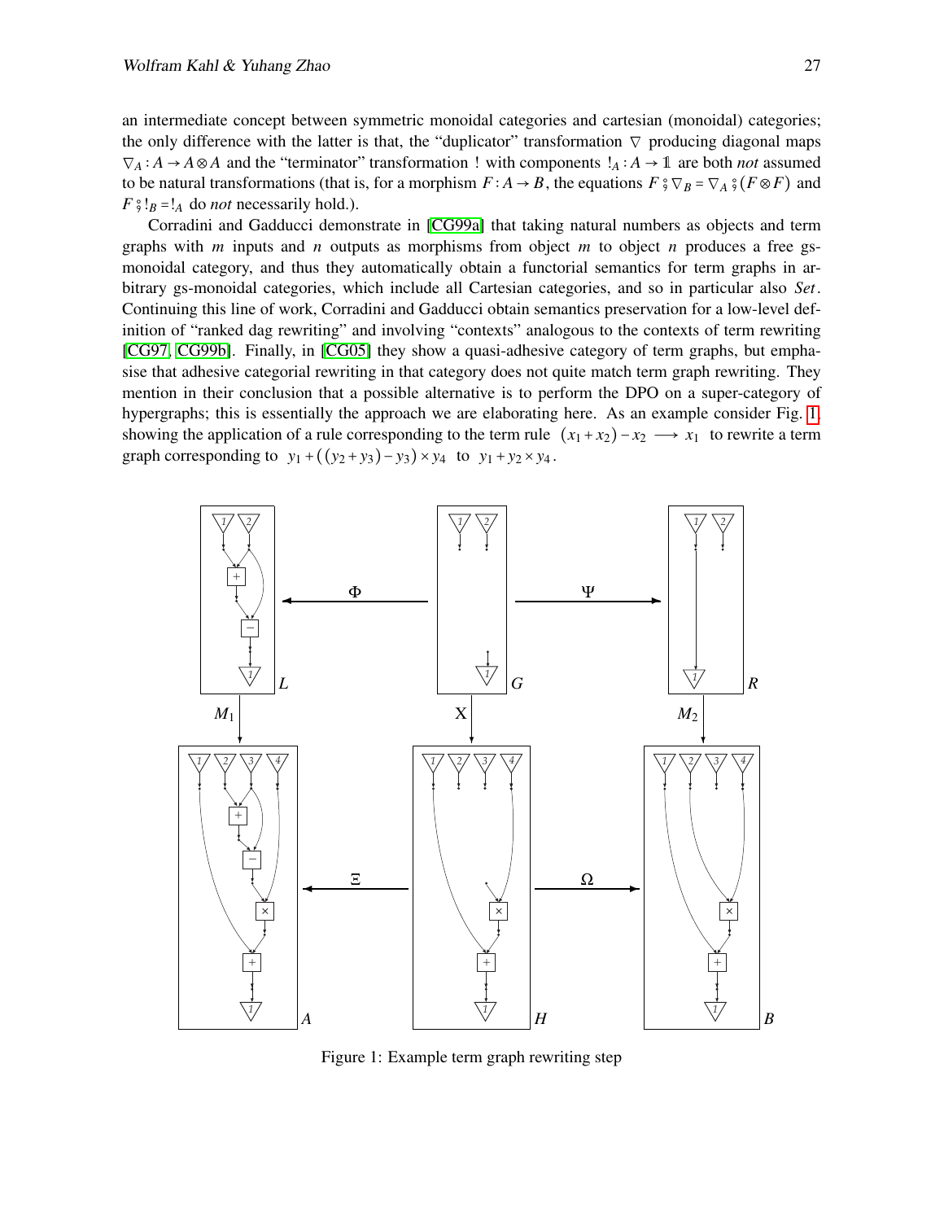an intermediate concept between symmetric monoidal categories and cartesian (monoidal) categories; the only difference with the latter is that, the "duplicator" transformation $\nabla$ producing diagonal maps $\nabla_A : A \to A \otimes A$ and the "terminator" transformation ! with components $!_A : A \to \mathbb{1}$ are both *not* assumed to be natural transformations (that is, for a morphism $F : A \to B$, the equations $F \mathbin{;} \nabla_B = \nabla_A \mathbin{;} (F \otimes F)$ and $F \mathbin{;} !_B = !_A$ do *not* necessarily hold.).

Corradini and Gadducci demonstrate in [CG99a] that taking natural numbers as objects and term graphs with $m$ inputs and $n$ outputs as morphisms from object $m$ to object $n$ produces a free gs-monoidal category, and thus they automatically obtain a functorial semantics for term graphs in arbitrary gs-monoidal categories, which include all Cartesian categories, and so in particular also *Set*. Continuing this line of work, Corradini and Gadducci obtain semantics preservation for a low-level definition of "ranked dag rewriting" and involving "contexts" analogous to the contexts of term rewriting [CG97, CG99b]. Finally, in [CG05] they show a quasi-adhesive category of term graphs, but emphasise that adhesive categorial rewriting in that category does not quite match term graph rewriting. They mention in their conclusion that a possible alternative is to perform the DPO on a super-category of hypergraphs; this is essentially the approach we are elaborating here. As an example consider Fig. 1, showing the application of a rule corresponding to the term rule $(x_1 + x_2) - x_2 \longrightarrow x_1$ to rewrite a term graph corresponding to $y_1 + ((y_2 + y_3) - y_3) \times y_4$ to $y_1 + y_2 \times y_4$.

Figure 1: Example term graph rewriting step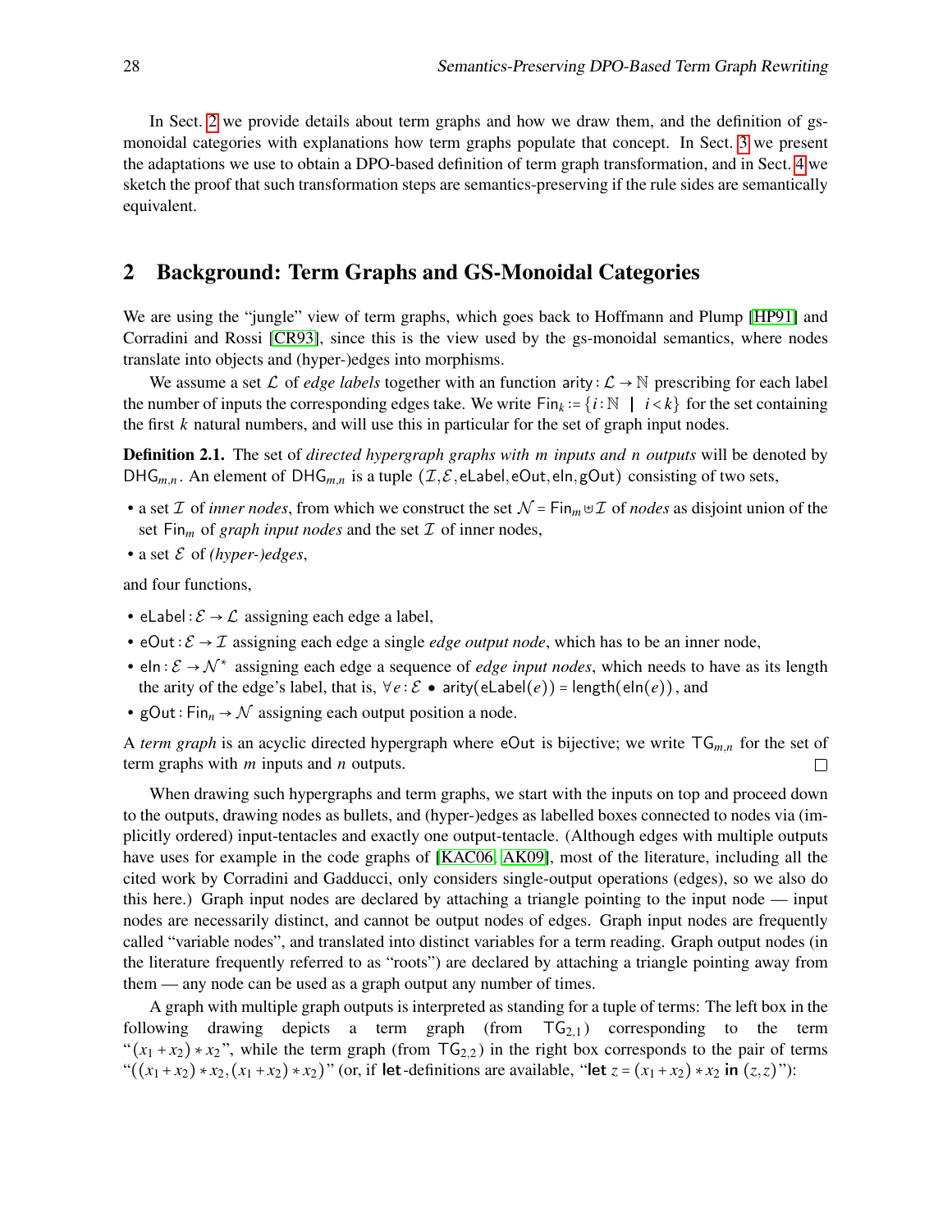In Sect. 2 we provide details about term graphs and how we draw them, and the definition of gs-monoidal categories with explanations how term graphs populate that concept. In Sect. 3 we present the adaptations we use to obtain a DPO-based definition of term graph transformation, and in Sect. 4 we sketch the proof that such transformation steps are semantics-preserving if the rule sides are semantically equivalent.

## 2 Background: Term Graphs and GS-Monoidal Categories

We are using the "jungle" view of term graphs, which goes back to Hoffmann and Plump [HP91] and Corradini and Rossi [CR93], since this is the view used by the gs-monoidal semantics, where nodes translate into objects and (hyper-)edges into morphisms.

We assume a set $\mathcal{L}$ of *edge labels* together with an function $\mathsf{arity} : \mathcal{L} \to \mathbb{N}$ prescribing for each label the number of inputs the corresponding edges take. We write $\mathsf{Fin}_k := \{i : \mathbb{N} \mid i < k\}$ for the set containing the first $k$ natural numbers, and will use this in particular for the set of graph input nodes.

**Definition 2.1.** The set of *directed hypergraph graphs with $m$ inputs and $n$ outputs* will be denoted by $\mathsf{DHG}_{m,n}$. An element of $\mathsf{DHG}_{m,n}$ is a tuple $(\mathcal{I}, \mathcal{E}, \mathsf{eLabel}, \mathsf{eOut}, \mathsf{eIn}, \mathsf{gOut})$ consisting of two sets,

- a set $\mathcal{I}$ of *inner nodes*, from which we construct the set $\mathcal{N} = \mathsf{Fin}_m \uplus \mathcal{I}$ of *nodes* as disjoint union of the set $\mathsf{Fin}_m$ of *graph input nodes* and the set $\mathcal{I}$ of inner nodes,
- a set $\mathcal{E}$ of *(hyper-)edges*,

and four functions,

- $\mathsf{eLabel} : \mathcal{E} \to \mathcal{L}$ assigning each edge a label,
- $\mathsf{eOut} : \mathcal{E} \to \mathcal{I}$ assigning each edge a single *edge output node*, which has to be an inner node,
- $\mathsf{eIn} : \mathcal{E} \to \mathcal{N}^*$ assigning each edge a sequence of *edge input nodes*, which needs to have as its length the arity of the edge's label, that is, $\forall e : \mathcal{E} \bullet \mathsf{arity}(\mathsf{eLabel}(e)) = \mathsf{length}(\mathsf{eIn}(e))$, and
- $\mathsf{gOut} : \mathsf{Fin}_n \to \mathcal{N}$ assigning each output position a node.

A *term graph* is an acyclic directed hypergraph where $\mathsf{eOut}$ is bijective; we write $\mathsf{TG}_{m,n}$ for the set of term graphs with $m$ inputs and $n$ outputs. □

When drawing such hypergraphs and term graphs, we start with the inputs on top and proceed down to the outputs, drawing nodes as bullets, and (hyper-)edges as labelled boxes connected to nodes via (implicitly ordered) input-tentacles and exactly one output-tentacle. (Although edges with multiple outputs have uses for example in the code graphs of [KAC06, AK09], most of the literature, including all the cited work by Corradini and Gadducci, only considers single-output operations (edges), so we also do this here.) Graph input nodes are declared by attaching a triangle pointing to the input node — input nodes are necessarily distinct, and cannot be output nodes of edges. Graph input nodes are frequently called "variable nodes", and translated into distinct variables for a term reading. Graph output nodes (in the literature frequently referred to as "roots") are declared by attaching a triangle pointing away from them — any node can be used as a graph output any number of times.

A graph with multiple graph outputs is interpreted as standing for a tuple of terms: The left box in the following drawing depicts a term graph (from $\mathsf{TG}_{2,1}$) corresponding to the term "$(x_1 + x_2) * x_2$", while the term graph (from $\mathsf{TG}_{2,2}$) in the right box corresponds to the pair of terms "$((x_1 + x_2) * x_2, (x_1 + x_2) * x_2)$" (or, if **let**-definitions are available, "**let** $z = (x_1 + x_2) * x_2$ **in** $(z, z)$"):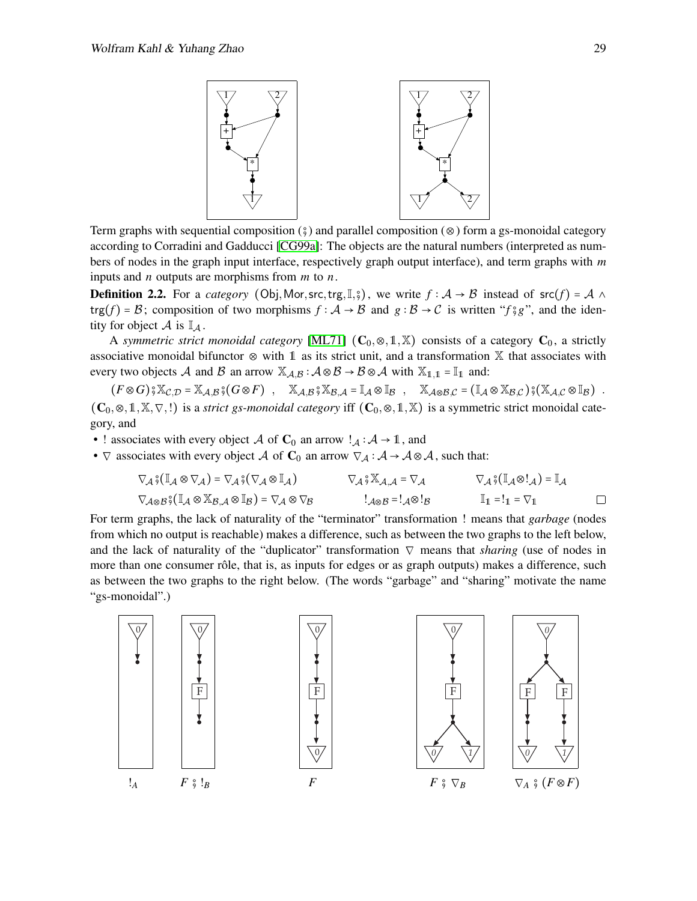Term graphs with sequential composition ($\fatsemi$) and parallel composition ($\otimes$) form a gs-monoidal category according to Corradini and Gadducci [CG99a]: The objects are the natural numbers (interpreted as numbers of nodes in the graph input interface, respectively graph output interface), and term graphs with $m$ inputs and $n$ outputs are morphisms from $m$ to $n$.

**Definition 2.2.** For a *category* $(\mathsf{Obj}, \mathsf{Mor}, \mathsf{src}, \mathsf{trg}, \mathbb{I}, \fatsemi)$, we write $f : \mathcal{A} \to \mathcal{B}$ instead of $\mathsf{src}(f) = \mathcal{A} \wedge \mathsf{trg}(f) = \mathcal{B}$; composition of two morphisms $f : \mathcal{A} \to \mathcal{B}$ and $g : \mathcal{B} \to \mathcal{C}$ is written "$f \fatsemi g$", and the identity for object $\mathcal{A}$ is $\mathbb{I}_{\mathcal{A}}$.

A *symmetric strict monoidal category* [ML71] $(\mathbf{C}_0, \otimes, \mathbb{1}, \mathbb{X})$ consists of a category $\mathbf{C}_0$, a strictly associative monoidal bifunctor $\otimes$ with $\mathbb{1}$ as its strict unit, and a transformation $\mathbb{X}$ that associates with every two objects $\mathcal{A}$ and $\mathcal{B}$ an arrow $\mathbb{X}_{\mathcal{A},\mathcal{B}} : \mathcal{A} \otimes \mathcal{B} \to \mathcal{B} \otimes \mathcal{A}$ with $\mathbb{X}_{\mathbb{1},\mathbb{1}} = \mathbb{I}_{\mathbb{1}}$ and:

$$(F \otimes G) \fatsemi \mathbb{X}_{\mathcal{C},\mathcal{D}} = \mathbb{X}_{\mathcal{A},\mathcal{B}} \fatsemi (G \otimes F) \ , \quad \mathbb{X}_{\mathcal{A},\mathcal{B}} \fatsemi \mathbb{X}_{\mathcal{B},\mathcal{A}} = \mathbb{I}_{\mathcal{A}} \otimes \mathbb{I}_{\mathcal{B}} \ , \quad \mathbb{X}_{\mathcal{A}\otimes\mathcal{B},\mathcal{C}} = (\mathbb{I}_{\mathcal{A}} \otimes \mathbb{X}_{\mathcal{B},\mathcal{C}}) \fatsemi (\mathbb{X}_{\mathcal{A},\mathcal{C}} \otimes \mathbb{I}_{\mathcal{B}}) \ .$$

$(\mathbf{C}_0, \otimes, \mathbb{1}, \mathbb{X}, \nabla, !)$ is a *strict gs-monoidal category* iff $(\mathbf{C}_0, \otimes, \mathbb{1}, \mathbb{X})$ is a symmetric strict monoidal category, and

- $!$ associates with every object $\mathcal{A}$ of $\mathbf{C}_0$ an arrow $!_{\mathcal{A}} : \mathcal{A} \to \mathbb{1}$, and
- $\nabla$ associates with every object $\mathcal{A}$ of $\mathbf{C}_0$ an arrow $\nabla_{\mathcal{A}} : \mathcal{A} \to \mathcal{A} \otimes \mathcal{A}$, such that:

$$\nabla_{\mathcal{A}} \fatsemi (\mathbb{I}_{\mathcal{A}} \otimes \nabla_{\mathcal{A}}) = \nabla_{\mathcal{A}} \fatsemi (\nabla_{\mathcal{A}} \otimes \mathbb{I}_{\mathcal{A}}) \qquad \nabla_{\mathcal{A}} \fatsemi \mathbb{X}_{\mathcal{A},\mathcal{A}} = \nabla_{\mathcal{A}} \qquad \nabla_{\mathcal{A}} \fatsemi (\mathbb{I}_{\mathcal{A}} \otimes !_{\mathcal{A}}) = \mathbb{I}_{\mathcal{A}}$$

$$\nabla_{\mathcal{A}\otimes\mathcal{B}} \fatsemi (\mathbb{I}_{\mathcal{A}} \otimes \mathbb{X}_{\mathcal{B},\mathcal{A}} \otimes \mathbb{I}_{\mathcal{B}}) = \nabla_{\mathcal{A}} \otimes \nabla_{\mathcal{B}} \qquad !_{\mathcal{A}\otimes\mathcal{B}} = !_{\mathcal{A}} \otimes !_{\mathcal{B}} \qquad \mathbb{I}_{\mathbb{1}} = !_{\mathbb{1}} = \nabla_{\mathbb{1}}$$

□

For term graphs, the lack of naturality of the "terminator" transformation $!$ means that *garbage* (nodes from which no output is reachable) makes a difference, such as between the two graphs to the left below, and the lack of naturality of the "duplicator" transformation $\nabla$ means that *sharing* (use of nodes in more than one consumer rôle, that is, as inputs for edges or as graph outputs) makes a difference, such as between the two graphs to the right below. (The words "garbage" and "sharing" motivate the name "gs-monoidal".)

$!_A$ $\qquad F \fatsemi !_B \qquad F \qquad F \fatsemi \nabla_B \qquad \nabla_A \fatsemi (F \otimes F)$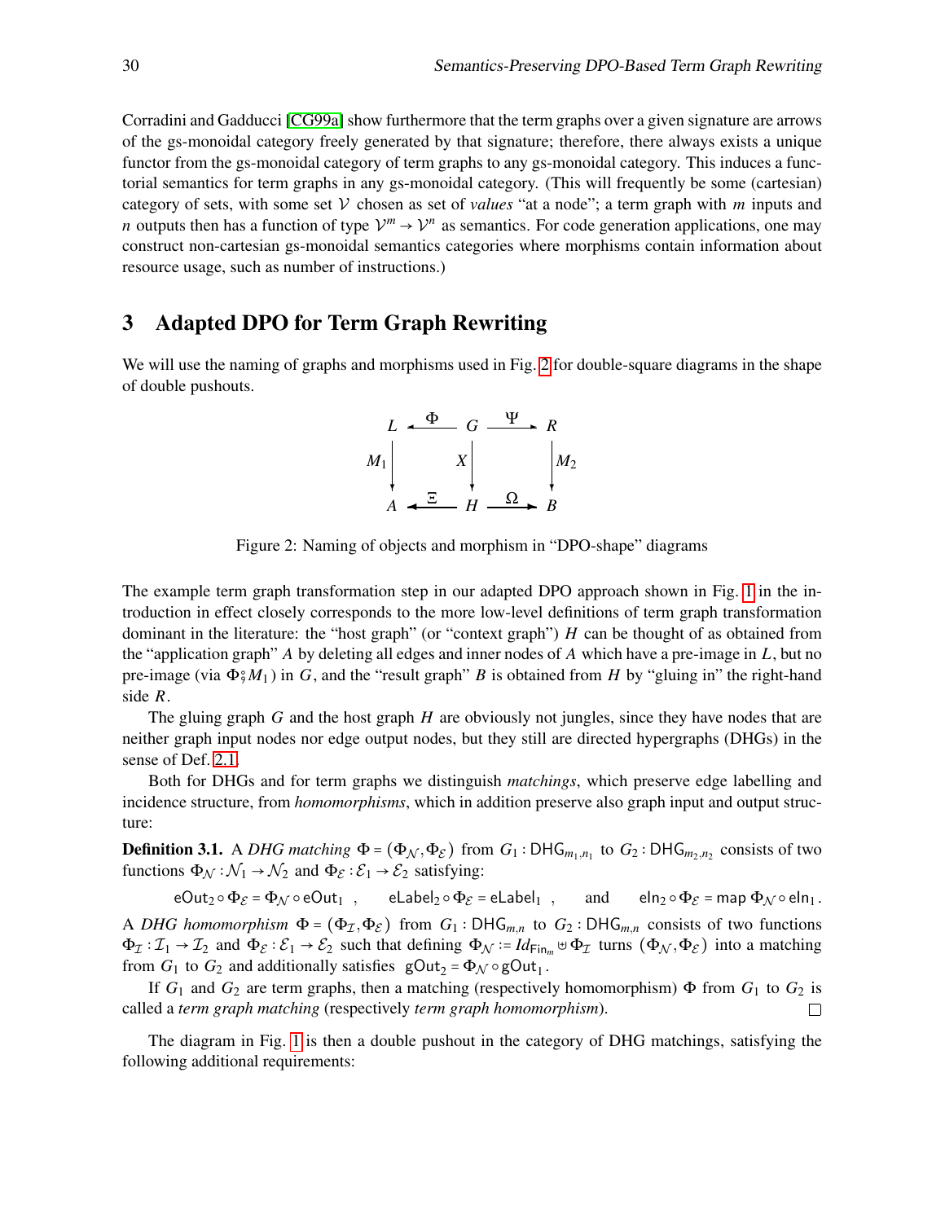Corradini and Gadducci [CG99a] show furthermore that the term graphs over a given signature are arrows of the gs-monoidal category freely generated by that signature; therefore, there always exists a unique functor from the gs-monoidal category of term graphs to any gs-monoidal category. This induces a functorial semantics for term graphs in any gs-monoidal category. (This will frequently be some (cartesian) category of sets, with some set $\mathcal{V}$ chosen as set of *values* "at a node"; a term graph with $m$ inputs and $n$ outputs then has a function of type $\mathcal{V}^m \to \mathcal{V}^n$ as semantics. For code generation applications, one may construct non-cartesian gs-monoidal semantics categories where morphisms contain information about resource usage, such as number of instructions.)

## 3 Adapted DPO for Term Graph Rewriting

We will use the naming of graphs and morphisms used in Fig. 2 for double-square diagrams in the shape of double pushouts.

$$
\begin{array}{ccccc}
L & \xleftarrow{\Phi} & G & \xrightarrow{\Psi} & R \\
{\scriptstyle M_1}\downarrow & & {\scriptstyle X}\downarrow & & \downarrow{\scriptstyle M_2} \\
A & \xleftarrow{\Xi} & H & \xrightarrow{\Omega} & B
\end{array}
$$

Figure 2: Naming of objects and morphism in "DPO-shape" diagrams

The example term graph transformation step in our adapted DPO approach shown in Fig. 1 in the introduction in effect closely corresponds to the more low-level definitions of term graph transformation dominant in the literature: the "host graph" (or "context graph") $H$ can be thought of as obtained from the "application graph" $A$ by deleting all edges and inner nodes of $A$ which have a pre-image in $L$, but no pre-image (via $\Phi ; M_1$) in $G$, and the "result graph" $B$ is obtained from $H$ by "gluing in" the right-hand side $R$.

The gluing graph $G$ and the host graph $H$ are obviously not jungles, since they have nodes that are neither graph input nodes nor edge output nodes, but they still are directed hypergraphs (DHGs) in the sense of Def. 2.1.

Both for DHGs and for term graphs we distinguish *matchings*, which preserve edge labelling and incidence structure, from *homomorphisms*, which in addition preserve also graph input and output structure:

**Definition 3.1.** A *DHG matching* $\Phi = (\Phi_{\mathcal{N}}, \Phi_{\mathcal{E}})$ from $G_1 : \mathsf{DHG}_{m_1,n_1}$ to $G_2 : \mathsf{DHG}_{m_2,n_2}$ consists of two functions $\Phi_{\mathcal{N}} : \mathcal{N}_1 \to \mathcal{N}_2$ and $\Phi_{\mathcal{E}} : \mathcal{E}_1 \to \mathcal{E}_2$ satisfying:

$$\mathsf{eOut}_2 \circ \Phi_{\mathcal{E}} = \Phi_{\mathcal{N}} \circ \mathsf{eOut}_1 \ , \qquad \mathsf{eLabel}_2 \circ \Phi_{\mathcal{E}} = \mathsf{eLabel}_1 \ , \qquad \text{and} \qquad \mathsf{eIn}_2 \circ \Phi_{\mathcal{E}} = \mathsf{map}\ \Phi_{\mathcal{N}} \circ \mathsf{eIn}_1 .$$

A *DHG homomorphism* $\Phi = (\Phi_{\mathcal{I}}, \Phi_{\mathcal{E}})$ from $G_1 : \mathsf{DHG}_{m,n}$ to $G_2 : \mathsf{DHG}_{m,n}$ consists of two functions $\Phi_{\mathcal{I}} : \mathcal{I}_1 \to \mathcal{I}_2$ and $\Phi_{\mathcal{E}} : \mathcal{E}_1 \to \mathcal{E}_2$ such that defining $\Phi_{\mathcal{N}} := Id_{\mathsf{Fin}_m} \uplus \Phi_{\mathcal{I}}$ turns $(\Phi_{\mathcal{N}}, \Phi_{\mathcal{E}})$ into a matching from $G_1$ to $G_2$ and additionally satisfies $\mathsf{gOut}_2 = \Phi_{\mathcal{N}} \circ \mathsf{gOut}_1$.

If $G_1$ and $G_2$ are term graphs, then a matching (respectively homomorphism) $\Phi$ from $G_1$ to $G_2$ is called a *term graph matching* (respectively *term graph homomorphism*). □

The diagram in Fig. 1 is then a double pushout in the category of DHG matchings, satisfying the following additional requirements: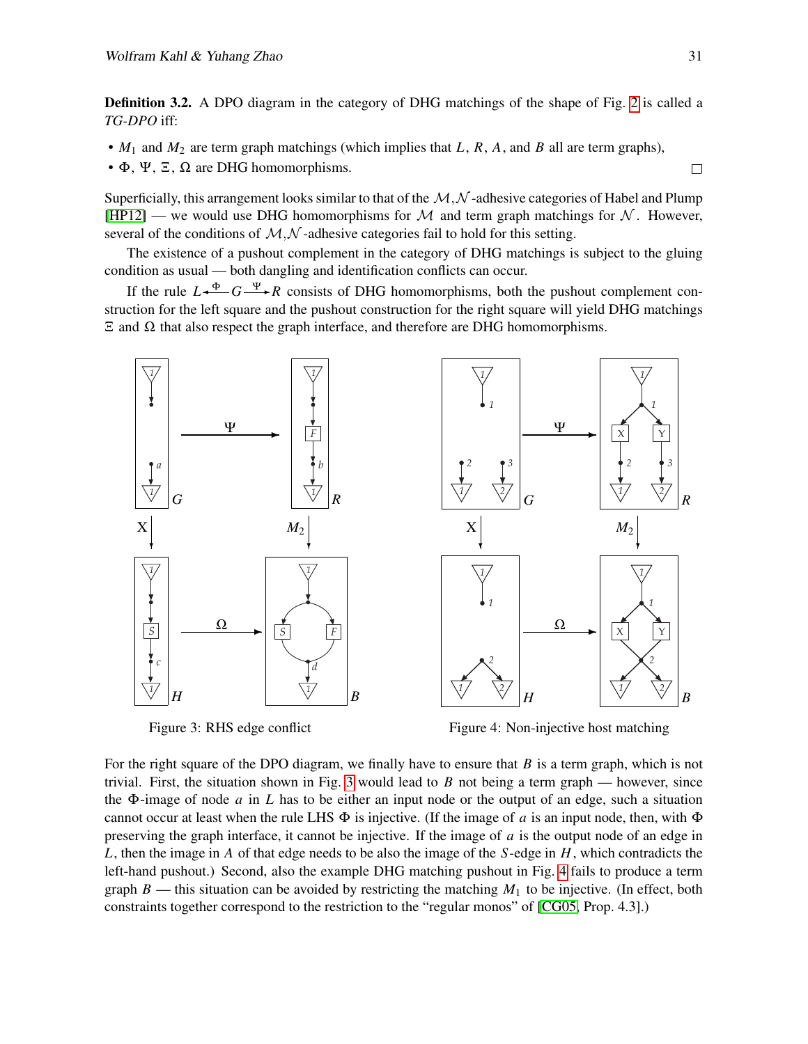**Definition 3.2.** A DPO diagram in the category of DHG matchings of the shape of Fig. 2 is called a *TG-DPO* iff:

- $M_1$ and $M_2$ are term graph matchings (which implies that $L$, $R$, $A$, and $B$ all are term graphs),
- $\Phi$, $\Psi$, $\Xi$, $\Omega$ are DHG homomorphisms. □

Superficially, this arrangement looks similar to that of the $\mathcal{M},\mathcal{N}$-adhesive categories of Habel and Plump [HP12] — we would use DHG homomorphisms for $\mathcal{M}$ and term graph matchings for $\mathcal{N}$. However, several of the conditions of $\mathcal{M},\mathcal{N}$-adhesive categories fail to hold for this setting.

The existence of a pushout complement in the category of DHG matchings is subject to the gluing condition as usual — both dangling and identification conflicts can occur.

If the rule $L \xleftarrow{\Phi} G \xrightarrow{\Psi} R$ consists of DHG homomorphisms, both the pushout complement construction for the left square and the pushout construction for the right square will yield DHG matchings $\Xi$ and $\Omega$ that also respect the graph interface, and therefore are DHG homomorphisms.

Figure 3: RHS edge conflict

Figure 4: Non-injective host matching

For the right square of the DPO diagram, we finally have to ensure that $B$ is a term graph, which is not trivial. First, the situation shown in Fig. 3 would lead to $B$ not being a term graph — however, since the $\Phi$-image of node $a$ in $L$ has to be either an input node or the output of an edge, such a situation cannot occur at least when the rule LHS $\Phi$ is injective. (If the image of $a$ is an input node, then, with $\Phi$ preserving the graph interface, it cannot be injective. If the image of $a$ is the output node of an edge in $L$, then the image in $A$ of that edge needs to be also the image of the $S$-edge in $H$, which contradicts the left-hand pushout.) Second, also the example DHG matching pushout in Fig. 4 fails to produce a term graph $B$ — this situation can be avoided by restricting the matching $M_1$ to be injective. (In effect, both constraints together correspond to the restriction to the "regular monos" of [CG05, Prop. 4.3].)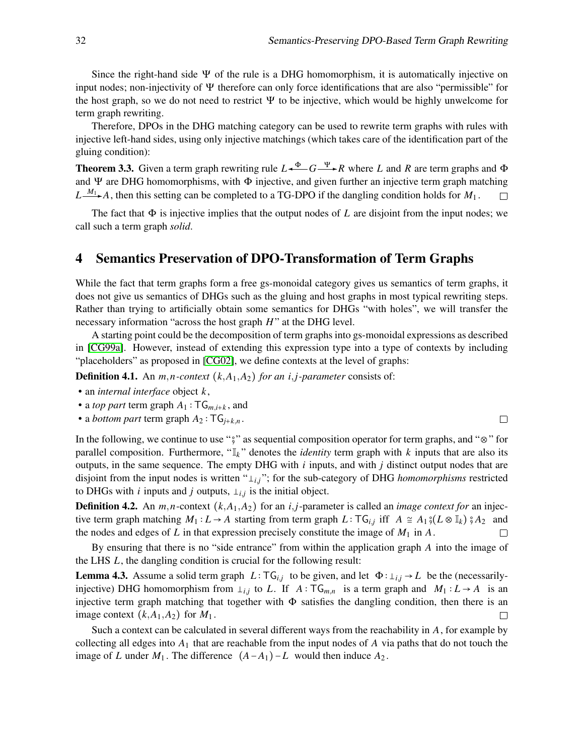Since the right-hand side $\Psi$ of the rule is a DHG homomorphism, it is automatically injective on input nodes; non-injectivity of $\Psi$ therefore can only force identifications that are also "permissible" for the host graph, so we do not need to restrict $\Psi$ to be injective, which would be highly unwelcome for term graph rewriting.

Therefore, DPOs in the DHG matching category can be used to rewrite term graphs with rules with injective left-hand sides, using only injective matchings (which takes care of the identification part of the gluing condition):

**Theorem 3.3.** Given a term graph rewriting rule $L \xleftarrow{\Phi} G \xrightarrow{\Psi} R$ where $L$ and $R$ are term graphs and $\Phi$ and $\Psi$ are DHG homomorphisms, with $\Phi$ injective, and given further an injective term graph matching $L \xrightarrow{M_1} A$, then this setting can be completed to a TG-DPO if the dangling condition holds for $M_1$. □

The fact that $\Phi$ is injective implies that the output nodes of $L$ are disjoint from the input nodes; we call such a term graph *solid*.

# 4 Semantics Preservation of DPO-Transformation of Term Graphs

While the fact that term graphs form a free gs-monoidal category gives us semantics of term graphs, it does not give us semantics of DHGs such as the gluing and host graphs in most typical rewriting steps. Rather than trying to artificially obtain some semantics for DHGs "with holes", we will transfer the necessary information "across the host graph $H$" at the DHG level.

A starting point could be the decomposition of term graphs into gs-monoidal expressions as described in [CG99a]. However, instead of extending this expression type into a type of contexts by including "placeholders" as proposed in [CG02], we define contexts at the level of graphs:

**Definition 4.1.** An *$m,n$-context $(k, A_1, A_2)$ for an $i,j$-parameter* consists of:

- an *internal interface* object $k$,
- a *top part* term graph $A_1 : \mathsf{TG}_{m,i+k}$, and
- a *bottom part* term graph $A_2 : \mathsf{TG}_{j+k,n}$. □

In the following, we continue to use "$⨾$" as sequential composition operator for term graphs, and "$\otimes$" for parallel composition. Furthermore, "$\mathbb{I}_k$" denotes the *identity* term graph with $k$ inputs that are also its outputs, in the same sequence. The empty DHG with $i$ inputs, and with $j$ distinct output nodes that are disjoint from the input nodes is written "$\perp_{i,j}$"; for the sub-category of DHG *homomorphisms* restricted to DHGs with $i$ inputs and $j$ outputs, $\perp_{i,j}$ is the initial object.

**Definition 4.2.** An $m,n$-context $(k, A_1, A_2)$ for an $i,j$-parameter is called an *image context for* an injective term graph matching $M_1 : L \to A$ starting from term graph $L : \mathsf{TG}_{i,j}$ iff $A \cong A_1 ⨾ (L \otimes \mathbb{I}_k) ⨾ A_2$ and the nodes and edges of $L$ in that expression precisely constitute the image of $M_1$ in $A$. □

By ensuring that there is no "side entrance" from within the application graph $A$ into the image of the LHS $L$, the dangling condition is crucial for the following result:

**Lemma 4.3.** Assume a solid term graph $L : \mathsf{TG}_{i,j}$ to be given, and let $\Phi : \perp_{i,j} \to L$ be the (necessarily-injective) DHG homomorphism from $\perp_{i,j}$ to $L$. If $A : \mathsf{TG}_{m,n}$ is a term graph and $M_1 : L \to A$ is an injective term graph matching that together with $\Phi$ satisfies the dangling condition, then there is an image context $(k, A_1, A_2)$ for $M_1$. □

Such a context can be calculated in several different ways from the reachability in $A$, for example by collecting all edges into $A_1$ that are reachable from the input nodes of $A$ via paths that do not touch the image of $L$ under $M_1$. The difference $(A - A_1) - L$ would then induce $A_2$.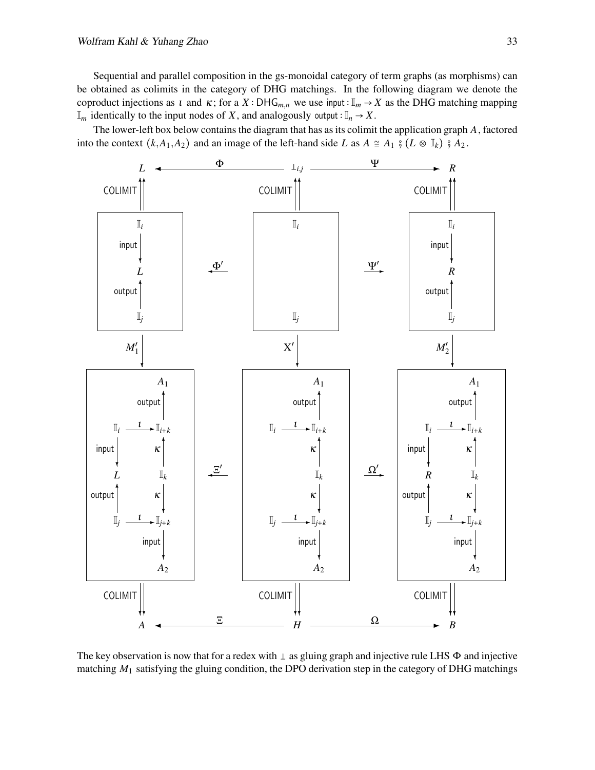Sequential and parallel composition in the gs-monoidal category of term graphs (as morphisms) can be obtained as colimits in the category of DHG matchings. In the following diagram we denote the coproduct injections as $\iota$ and $\kappa$; for a $X : \mathsf{DHG}_{m,n}$ we use $\mathsf{input} : \mathbb{I}_m \to X$ as the DHG matching mapping $\mathbb{I}_m$ identically to the input nodes of $X$, and analogously $\mathsf{output} : \mathbb{I}_n \to X$.

The lower-left box below contains the diagram that has as its colimit the application graph $A$, factored into the context $(k, A_1, A_2)$ and an image of the left-hand side $L$ as $A \cong A_1 \,;\, (L \otimes \mathbb{I}_k) \,;\, A_2$.

$$
\begin{array}{ccccc}
L & \xleftarrow{\;\Phi\;} & \bot_{i,j} & \xrightarrow{\;\Psi\;} & R \\
\Uparrow \text{COLIMIT} & & \Uparrow \text{COLIMIT} & & \Uparrow \text{COLIMIT} \\
\left[\mathbb{I}_i \xrightarrow{\mathsf{input}} L \xleftarrow{\mathsf{output}} \mathbb{I}_j\right] & \xleftarrow{\;\Phi'\;} & \left[\mathbb{I}_i \quad \mathbb{I}_j\right] & \xrightarrow{\;\Psi'\;} & \left[\mathbb{I}_i \xrightarrow{\mathsf{input}} R \xleftarrow{\mathsf{output}} \mathbb{I}_j\right] \\
\downarrow M_1' & & \downarrow X' & & \downarrow M_2' \\
\left[\begin{array}{c} A_1 \xleftarrow{\mathsf{output}} \mathbb{I}_{i+k} \\ \mathbb{I}_i \xrightarrow{\iota} \mathbb{I}_{i+k},\ \mathbb{I}_i \xrightarrow{\mathsf{input}} L \\ \mathbb{I}_k \xrightarrow{\kappa} \mathbb{I}_{i+k},\ \mathbb{I}_k \xrightarrow{\kappa} \mathbb{I}_{j+k} \\ \mathbb{I}_j \xrightarrow{\mathsf{output}} L,\ \mathbb{I}_j \xrightarrow{\iota} \mathbb{I}_{j+k} \\ \mathbb{I}_{j+k} \xrightarrow{\mathsf{input}} A_2 \end{array}\right] & \xleftarrow{\;\Xi'\;} & \left[\begin{array}{c} A_1 \xleftarrow{\mathsf{output}} \mathbb{I}_{i+k} \\ \mathbb{I}_i \xrightarrow{\iota} \mathbb{I}_{i+k} \\ \mathbb{I}_k \xrightarrow{\kappa} \mathbb{I}_{i+k},\ \mathbb{I}_k \xrightarrow{\kappa} \mathbb{I}_{j+k} \\ \mathbb{I}_j \xrightarrow{\iota} \mathbb{I}_{j+k} \\ \mathbb{I}_{j+k} \xrightarrow{\mathsf{input}} A_2 \end{array}\right] & \xrightarrow{\;\Omega'\;} & \left[\begin{array}{c} A_1 \xleftarrow{\mathsf{output}} \mathbb{I}_{i+k} \\ \mathbb{I}_i \xrightarrow{\iota} \mathbb{I}_{i+k},\ \mathbb{I}_i \xrightarrow{\mathsf{input}} R \\ \mathbb{I}_k \xrightarrow{\kappa} \mathbb{I}_{i+k},\ \mathbb{I}_k \xrightarrow{\kappa} \mathbb{I}_{j+k} \\ \mathbb{I}_j \xrightarrow{\mathsf{output}} R,\ \mathbb{I}_j \xrightarrow{\iota} \mathbb{I}_{j+k} \\ \mathbb{I}_{j+k} \xrightarrow{\mathsf{input}} A_2 \end{array}\right] \\
\Downarrow \text{COLIMIT} & & \Downarrow \text{COLIMIT} & & \Downarrow \text{COLIMIT} \\
A & \xleftarrow{\;\Xi\;} & H & \xrightarrow{\;\Omega\;} & B
\end{array}
$$

The key observation is now that for a redex with $\bot$ as gluing graph and injective rule LHS $\Phi$ and injective matching $M_1$ satisfying the gluing condition, the DPO derivation step in the category of DHG matchings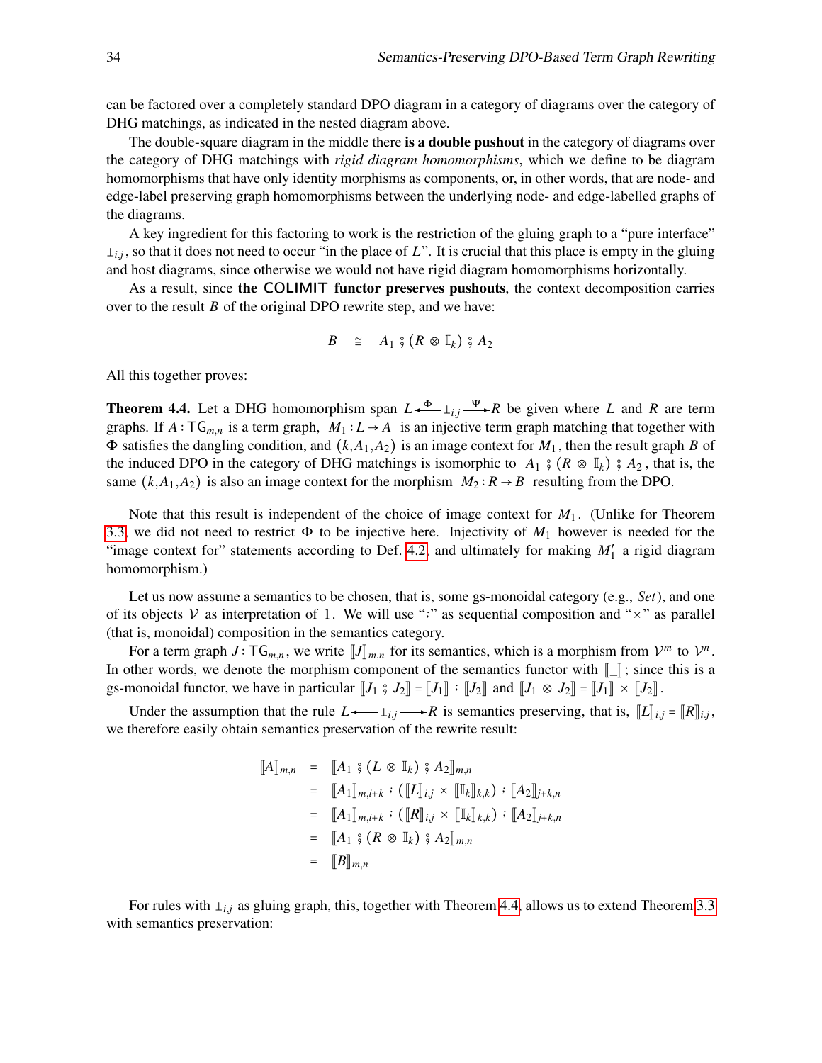can be factored over a completely standard DPO diagram in a category of diagrams over the category of DHG matchings, as indicated in the nested diagram above.

The double-square diagram in the middle there **is a double pushout** in the category of diagrams over the category of DHG matchings with *rigid diagram homomorphisms*, which we define to be diagram homomorphisms that have only identity morphisms as components, or, in other words, that are node- and edge-label preserving graph homomorphisms between the underlying node- and edge-labelled graphs of the diagrams.

A key ingredient for this factoring to work is the restriction of the gluing graph to a "pure interface" $\perp_{i,j}$, so that it does not need to occur "in the place of $L$". It is crucial that this place is empty in the gluing and host diagrams, since otherwise we would not have rigid diagram homomorphisms horizontally.

As a result, since **the $\mathsf{COLIMIT}$ functor preserves pushouts**, the context decomposition carries over to the result $B$ of the original DPO rewrite step, and we have:

$$B \quad \cong \quad A_1 \mathbin{⨾} (R \otimes \mathbb{I}_k) \mathbin{⨾} A_2$$

All this together proves:

**Theorem 4.4.** Let a DHG homomorphism span $L \xleftarrow{\Phi} \perp_{i,j} \xrightarrow{\Psi} R$ be given where $L$ and $R$ are term graphs. If $A : \mathsf{TG}_{m,n}$ is a term graph, $M_1 : L \to A$ is an injective term graph matching that together with $\Phi$ satisfies the dangling condition, and $(k, A_1, A_2)$ is an image context for $M_1$, then the result graph $B$ of the induced DPO in the category of DHG matchings is isomorphic to $A_1 \mathbin{⨾} (R \otimes \mathbb{I}_k) \mathbin{⨾} A_2$, that is, the same $(k, A_1, A_2)$ is also an image context for the morphism $M_2 : R \to B$ resulting from the DPO. $\square$

Note that this result is independent of the choice of image context for $M_1$. (Unlike for Theorem 3.3 we did not need to restrict $\Phi$ to be injective here. Injectivity of $M_1$ however is needed for the "image context for" statements according to Def. 4.2, and ultimately for making $M_1'$ a rigid diagram homomorphism.)

Let us now assume a semantics to be chosen, that is, some gs-monoidal category (e.g., *Set*), and one of its objects $\mathcal{V}$ as interpretation of $1$. We will use "$;$" as sequential composition and "$\times$" as parallel (that is, monoidal) composition in the semantics category.

For a term graph $J : \mathsf{TG}_{m,n}$, we write $[\![J]\!]_{m,n}$ for its semantics, which is a morphism from $\mathcal{V}^m$ to $\mathcal{V}^n$. In other words, we denote the morphism component of the semantics functor with $[\![\_]\!]$; since this is a gs-monoidal functor, we have in particular $[\![J_1 \mathbin{⨾} J_2]\!] = [\![J_1]\!] \mathbin{;} [\![J_2]\!]$ and $[\![J_1 \otimes J_2]\!] = [\![J_1]\!] \times [\![J_2]\!]$.

Under the assumption that the rule $L \longleftarrow \perp_{i,j} \longrightarrow R$ is semantics preserving, that is, $[\![L]\!]_{i,j} = [\![R]\!]_{i,j}$, we therefore easily obtain semantics preservation of the rewrite result:

$$\begin{aligned}
[\![A]\!]_{m,n} &= [\![A_1 \mathbin{⨾} (L \otimes \mathbb{I}_k) \mathbin{⨾} A_2]\!]_{m,n} \\
&= [\![A_1]\!]_{m,i+k} \mathbin{;} ([\![L]\!]_{i,j} \times [\![\mathbb{I}_k]\!]_{k,k}) \mathbin{;} [\![A_2]\!]_{j+k,n} \\
&= [\![A_1]\!]_{m,i+k} \mathbin{;} ([\![R]\!]_{i,j} \times [\![\mathbb{I}_k]\!]_{k,k}) \mathbin{;} [\![A_2]\!]_{j+k,n} \\
&= [\![A_1 \mathbin{⨾} (R \otimes \mathbb{I}_k) \mathbin{⨾} A_2]\!]_{m,n} \\
&= [\![B]\!]_{m,n}
\end{aligned}$$

For rules with $\perp_{i,j}$ as gluing graph, this, together with Theorem 4.4, allows us to extend Theorem 3.3 with semantics preservation: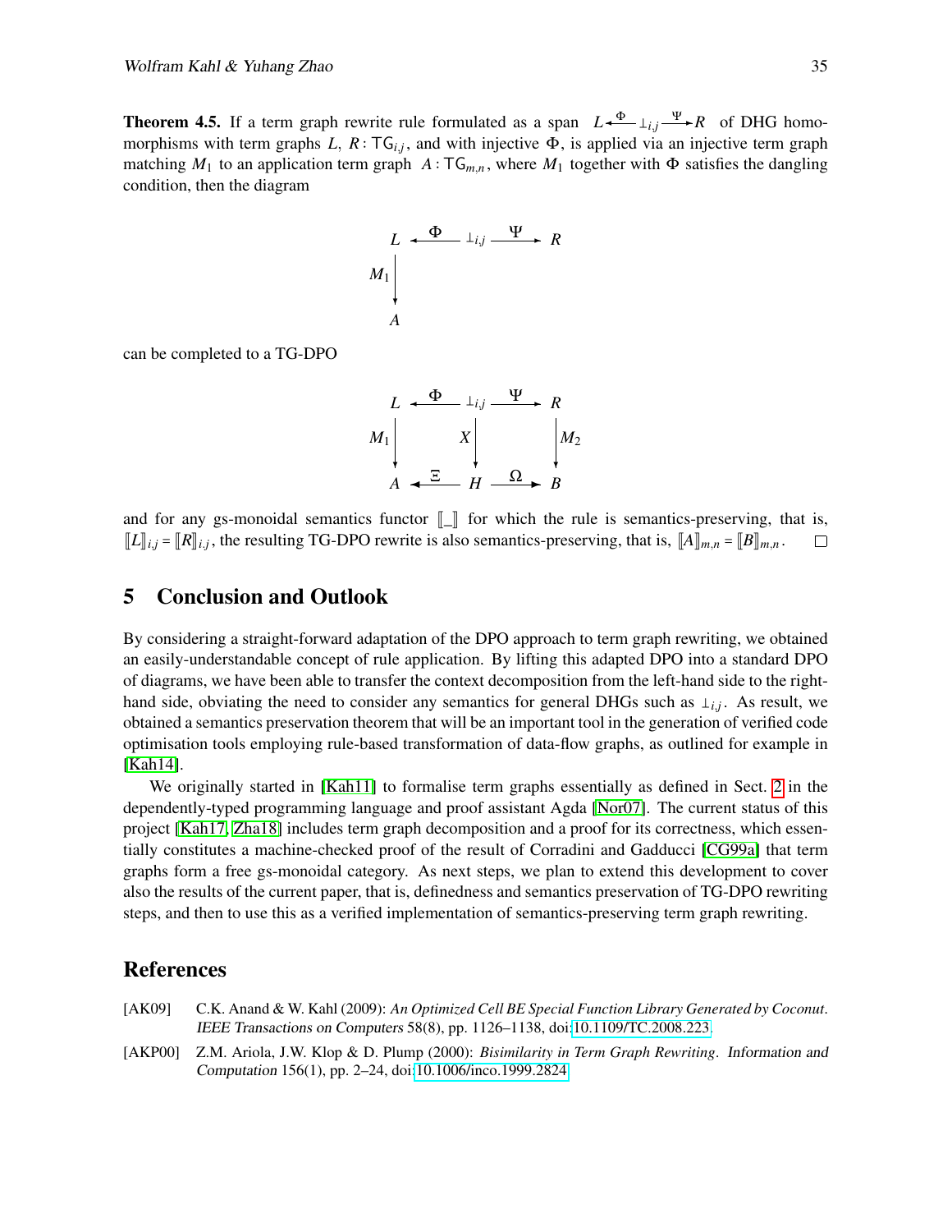**Theorem 4.5.** If a term graph rewrite rule formulated as a span $L \xleftarrow{\Phi} \bot_{i,j} \xrightarrow{\Psi} R$ of DHG homomorphisms with term graphs $L$, $R : \mathsf{TG}_{i,j}$, and with injective $\Phi$, is applied via an injective term graph matching $M_1$ to an application term graph $A : \mathsf{TG}_{m,n}$, where $M_1$ together with $\Phi$ satisfies the dangling condition, then the diagram

$$\begin{array}{ccccc} L & \xleftarrow{\Phi} & \bot_{i,j} & \xrightarrow{\Psi} & R \\ {\scriptstyle M_1}\downarrow & & & & \\ A & & & & \end{array}$$

can be completed to a TG-DPO

$$\begin{array}{ccccc} L & \xleftarrow{\Phi} & \bot_{i,j} & \xrightarrow{\Psi} & R \\ {\scriptstyle M_1}\downarrow & & {\scriptstyle X}\downarrow & & \downarrow{\scriptstyle M_2} \\ A & \xleftarrow{\Xi} & H & \xrightarrow{\Omega} & B \end{array}$$

and for any gs-monoidal semantics functor $[\![\_]\!]$ for which the rule is semantics-preserving, that is, $[\![L]\!]_{i,j} = [\![R]\!]_{i,j}$, the resulting TG-DPO rewrite is also semantics-preserving, that is, $[\![A]\!]_{m,n} = [\![B]\!]_{m,n}$. □

## 5 Conclusion and Outlook

By considering a straight-forward adaptation of the DPO approach to term graph rewriting, we obtained an easily-understandable concept of rule application. By lifting this adapted DPO into a standard DPO of diagrams, we have been able to transfer the context decomposition from the left-hand side to the right-hand side, obviating the need to consider any semantics for general DHGs such as $\bot_{i,j}$. As result, we obtained a semantics preservation theorem that will be an important tool in the generation of verified code optimisation tools employing rule-based transformation of data-flow graphs, as outlined for example in [Kah14].

We originally started in [Kah11] to formalise term graphs essentially as defined in Sect. 2 in the dependently-typed programming language and proof assistant Agda [Nor07]. The current status of this project [Kah17, Zha18] includes term graph decomposition and a proof for its correctness, which essentially constitutes a machine-checked proof of the result of Corradini and Gadducci [CG99a] that term graphs form a free gs-monoidal category. As next steps, we plan to extend this development to cover also the results of the current paper, that is, definedness and semantics preservation of TG-DPO rewriting steps, and then to use this as a verified implementation of semantics-preserving term graph rewriting.

## References

[AK09] C.K. Anand & W. Kahl (2009): *An Optimized Cell BE Special Function Library Generated by Coconut*. IEEE Transactions on Computers 58(8), pp. 1126–1138, doi:10.1109/TC.2008.223.

[AKP00] Z.M. Ariola, J.W. Klop & D. Plump (2000): *Bisimilarity in Term Graph Rewriting*. Information and Computation 156(1), pp. 2–24, doi:10.1006/inco.1999.2824.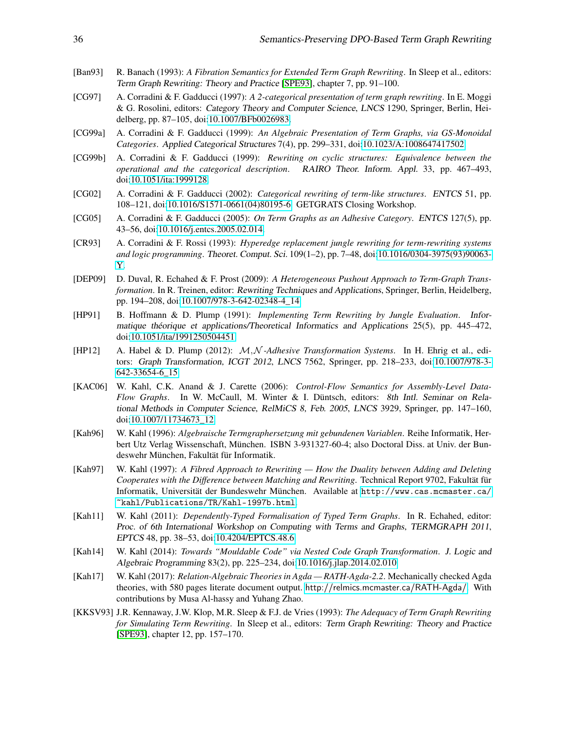[Ban93] R. Banach (1993): *A Fibration Semantics for Extended Term Graph Rewriting*. In Sleep et al., editors: Term Graph Rewriting: Theory and Practice [SPE93], chapter 7, pp. 91–100.

[CG97] A. Corradini & F. Gadducci (1997): *A 2-categorical presentation of term graph rewriting*. In E. Moggi & G. Rosolini, editors: Category Theory and Computer Science, LNCS 1290, Springer, Berlin, Heidelberg, pp. 87–105, doi:10.1007/BFb0026983.

[CG99a] A. Corradini & F. Gadducci (1999): *An Algebraic Presentation of Term Graphs, via GS-Monoidal Categories*. Applied Categorical Structures 7(4), pp. 299–331, doi:10.1023/A:1008647417502.

[CG99b] A. Corradini & F. Gadducci (1999): *Rewriting on cyclic structures: Equivalence between the operational and the categorical description*. RAIRO Theor. Inform. Appl. 33, pp. 467–493, doi:10.1051/ita:1999128.

[CG02] A. Corradini & F. Gadducci (2002): *Categorical rewriting of term-like structures*. ENTCS 51, pp. 108–121, doi:10.1016/S1571-0661(04)80195-6. GETGRATS Closing Workshop.

[CG05] A. Corradini & F. Gadducci (2005): *On Term Graphs as an Adhesive Category*. ENTCS 127(5), pp. 43–56, doi:10.1016/j.entcs.2005.02.014.

[CR93] A. Corradini & F. Rossi (1993): *Hyperedge replacement jungle rewriting for term-rewriting systems and logic programming*. Theoret. Comput. Sci. 109(1–2), pp. 7–48, doi:10.1016/0304-3975(93)90063-Y.

[DEP09] D. Duval, R. Echahed & F. Prost (2009): *A Heterogeneous Pushout Approach to Term-Graph Transformation*. In R. Treinen, editor: Rewriting Techniques and Applications, Springer, Berlin, Heidelberg, pp. 194–208, doi:10.1007/978-3-642-02348-4_14.

[HP91] B. Hoffmann & D. Plump (1991): *Implementing Term Rewriting by Jungle Evaluation*. Informatique théorique et applications/Theoretical Informatics and Applications 25(5), pp. 445–472, doi:10.1051/ita/1991250504451.

[HP12] A. Habel & D. Plump (2012): *$\mathcal{M},\mathcal{N}$-Adhesive Transformation Systems*. In H. Ehrig et al., editors: Graph Transformation, ICGT 2012, LNCS 7562, Springer, pp. 218–233, doi:10.1007/978-3-642-33654-6_15.

[KAC06] W. Kahl, C.K. Anand & J. Carette (2006): *Control-Flow Semantics for Assembly-Level Data-Flow Graphs*. In W. McCaull, M. Winter & I. Düntsch, editors: 8th Intl. Seminar on Relational Methods in Computer Science, RelMiCS 8, Feb. 2005, LNCS 3929, Springer, pp. 147–160, doi:10.1007/11734673_12.

[Kah96] W. Kahl (1996): *Algebraische Termgraphersetzung mit gebundenen Variablen*. Reihe Informatik, Herbert Utz Verlag Wissenschaft, München. ISBN 3-931327-60-4; also Doctoral Diss. at Univ. der Bundeswehr München, Fakultät für Informatik.

[Kah97] W. Kahl (1997): *A Fibred Approach to Rewriting — How the Duality between Adding and Deleting Cooperates with the Difference between Matching and Rewriting*. Technical Report 9702, Fakultät für Informatik, Universität der Bundeswehr München. Available at `http://www.cas.mcmaster.ca/~kahl/Publications/TR/Kahl-1997b.html`.

[Kah11] W. Kahl (2011): *Dependently-Typed Formalisation of Typed Term Graphs*. In R. Echahed, editor: Proc. of 6th International Workshop on Computing with Terms and Graphs, TERMGRAPH 2011, EPTCS 48, pp. 38–53, doi:10.4204/EPTCS.48.6.

[Kah14] W. Kahl (2014): *Towards "Mouldable Code" via Nested Code Graph Transformation*. J. Logic and Algebraic Programming 83(2), pp. 225–234, doi:10.1016/j.jlap.2014.02.010.

[Kah17] W. Kahl (2017): *Relation-Algebraic Theories in Agda — RATH-Agda-2.2*. Mechanically checked Agda theories, with 580 pages literate document output. http://relmics.mcmaster.ca/RATH-Agda/. With contributions by Musa Al-hassy and Yuhang Zhao.

[KKSV93] J.R. Kennaway, J.W. Klop, M.R. Sleep & F.J. de Vries (1993): *The Adequacy of Term Graph Rewriting for Simulating Term Rewriting*. In Sleep et al., editors: Term Graph Rewriting: Theory and Practice [SPE93], chapter 12, pp. 157–170.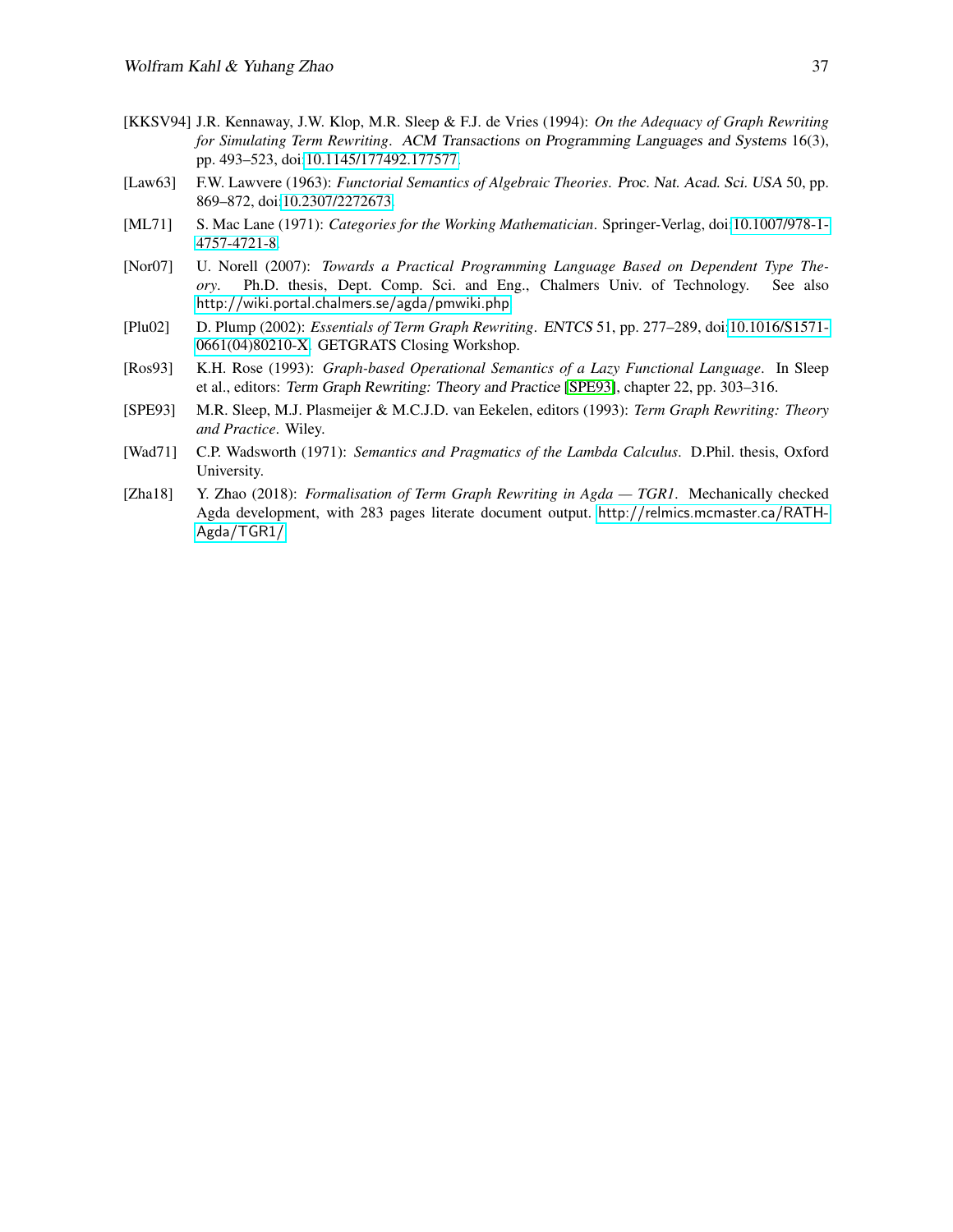[KKSV94] J.R. Kennaway, J.W. Klop, M.R. Sleep & F.J. de Vries (1994): *On the Adequacy of Graph Rewriting for Simulating Term Rewriting*. ACM Transactions on Programming Languages and Systems 16(3), pp. 493–523, doi:10.1145/177492.177577.

[Law63] F.W. Lawvere (1963): *Functorial Semantics of Algebraic Theories*. Proc. Nat. Acad. Sci. USA 50, pp. 869–872, doi:10.2307/2272673.

[ML71] S. Mac Lane (1971): *Categories for the Working Mathematician*. Springer-Verlag, doi:10.1007/978-1-4757-4721-8.

[Nor07] U. Norell (2007): *Towards a Practical Programming Language Based on Dependent Type Theory*. Ph.D. thesis, Dept. Comp. Sci. and Eng., Chalmers Univ. of Technology. See also http://wiki.portal.chalmers.se/agda/pmwiki.php.

[Plu02] D. Plump (2002): *Essentials of Term Graph Rewriting*. ENTCS 51, pp. 277–289, doi:10.1016/S1571-0661(04)80210-X. GETGRATS Closing Workshop.

[Ros93] K.H. Rose (1993): *Graph-based Operational Semantics of a Lazy Functional Language*. In Sleep et al., editors: Term Graph Rewriting: Theory and Practice [SPE93], chapter 22, pp. 303–316.

[SPE93] M.R. Sleep, M.J. Plasmeijer & M.C.J.D. van Eekelen, editors (1993): *Term Graph Rewriting: Theory and Practice*. Wiley.

[Wad71] C.P. Wadsworth (1971): *Semantics and Pragmatics of the Lambda Calculus*. D.Phil. thesis, Oxford University.

[Zha18] Y. Zhao (2018): *Formalisation of Term Graph Rewriting in Agda — TGR1*. Mechanically checked Agda development, with 283 pages literate document output. http://relmics.mcmaster.ca/RATH-Agda/TGR1/